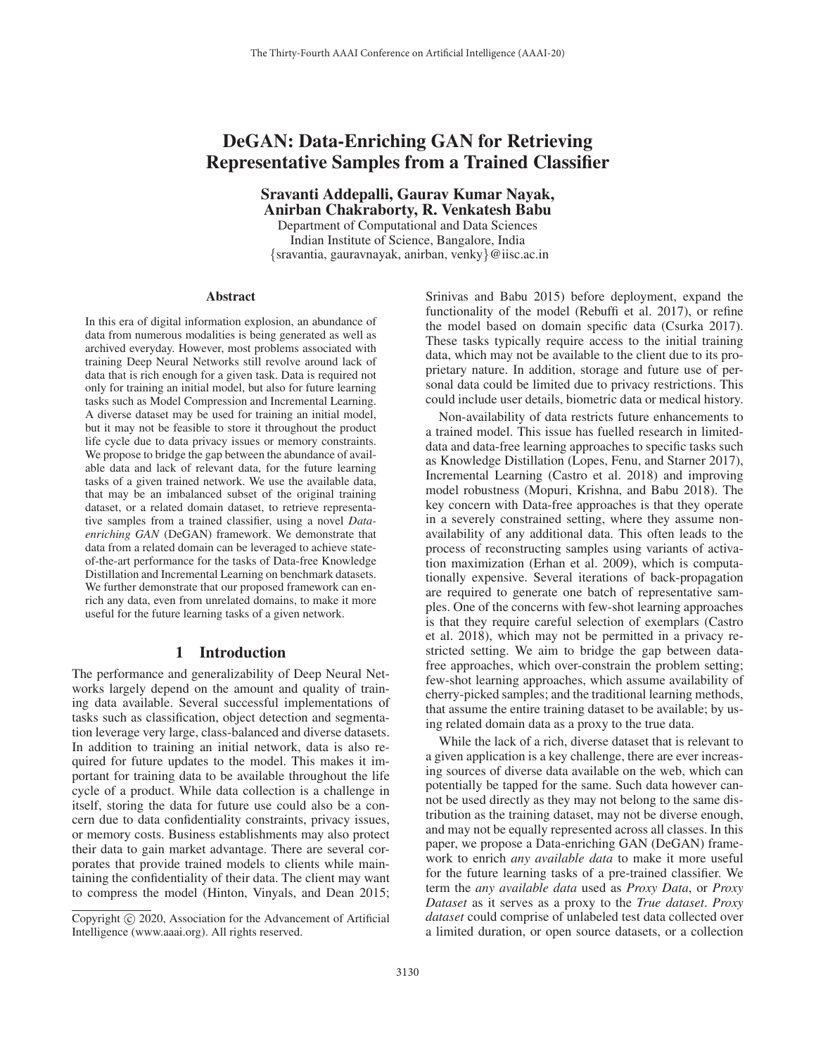# DeGAN: Data-Enriching GAN for Retrieving Representative Samples from a Trained Classifier

**Sravanti Addepalli, Gaurav Kumar Nayak, Anirban Chakraborty, R. Venkatesh Babu**

Department of Computational and Data Sciences
Indian Institute of Science, Bangalore, India
{sravantia, gauravnayak, anirban, venky}@iisc.ac.in

## Abstract

In this era of digital information explosion, an abundance of data from numerous modalities is being generated as well as archived everyday. However, most problems associated with training Deep Neural Networks still revolve around lack of data that is rich enough for a given task. Data is required not only for training an initial model, but also for future learning tasks such as Model Compression and Incremental Learning. A diverse dataset may be used for training an initial model, but it may not be feasible to store it throughout the product life cycle due to data privacy issues or memory constraints. We propose to bridge the gap between the abundance of available data and lack of relevant data, for the future learning tasks of a given trained network. We use the available data, that may be an imbalanced subset of the original training dataset, or a related domain dataset, to retrieve representative samples from a trained classifier, using a novel *Data-enriching GAN* (DeGAN) framework. We demonstrate that data from a related domain can be leveraged to achieve state-of-the-art performance for the tasks of Data-free Knowledge Distillation and Incremental Learning on benchmark datasets. We further demonstrate that our proposed framework can enrich any data, even from unrelated domains, to make it more useful for the future learning tasks of a given network.

## 1 Introduction

The performance and generalizability of Deep Neural Networks largely depend on the amount and quality of training data available. Several successful implementations of tasks such as classification, object detection and segmentation leverage very large, class-balanced and diverse datasets. In addition to training an initial network, data is also required for future updates to the model. This makes it important for training data to be available throughout the life cycle of a product. While data collection is a challenge in itself, storing the data for future use could also be a concern due to data confidentiality constraints, privacy issues, or memory costs. Business establishments may also protect their data to gain market advantage. There are several corporates that provide trained models to clients while maintaining the confidentiality of their data. The client may want to compress the model (Hinton, Vinyals, and Dean 2015; Srinivas and Babu 2015) before deployment, expand the functionality of the model (Rebuffi et al. 2017), or refine the model based on domain specific data (Csurka 2017). These tasks typically require access to the initial training data, which may not be available to the client due to its proprietary nature. In addition, storage and future use of personal data could be limited due to privacy restrictions. This could include user details, biometric data or medical history.

Non-availability of data restricts future enhancements to a trained model. This issue has fuelled research in limited-data and data-free learning approaches to specific tasks such as Knowledge Distillation (Lopes, Fenu, and Starner 2017), Incremental Learning (Castro et al. 2018) and improving model robustness (Mopuri, Krishna, and Babu 2018). The key concern with Data-free approaches is that they operate in a severely constrained setting, where they assume non-availability of any additional data. This often leads to the process of reconstructing samples using variants of activation maximization (Erhan et al. 2009), which is computationally expensive. Several iterations of back-propagation are required to generate one batch of representative samples. One of the concerns with few-shot learning approaches is that they require careful selection of exemplars (Castro et al. 2018), which may not be permitted in a privacy restricted setting. We aim to bridge the gap between data-free approaches, which over-constrain the problem setting; few-shot learning approaches, which assume availability of cherry-picked samples; and the traditional learning methods, that assume the entire training dataset to be available; by using related domain data as a proxy to the true data.

While the lack of a rich, diverse dataset that is relevant to a given application is a key challenge, there are ever increasing sources of diverse data available on the web, which can potentially be tapped for the same. Such data however cannot be used directly as they may not belong to the same distribution as the training dataset, may not be diverse enough, and may not be equally represented across all classes. In this paper, we propose a Data-enriching GAN (DeGAN) framework to enrich *any available data* to make it more useful for the future learning tasks of a pre-trained classifier. We term the *any available data* used as *Proxy Data*, or *Proxy Dataset* as it serves as a proxy to the *True dataset*. *Proxy dataset* could comprise of unlabeled test data collected over a limited duration, or open source datasets, or a collection

Copyright © 2020, Association for the Advancement of Artificial Intelligence (www.aaai.org). All rights reserved.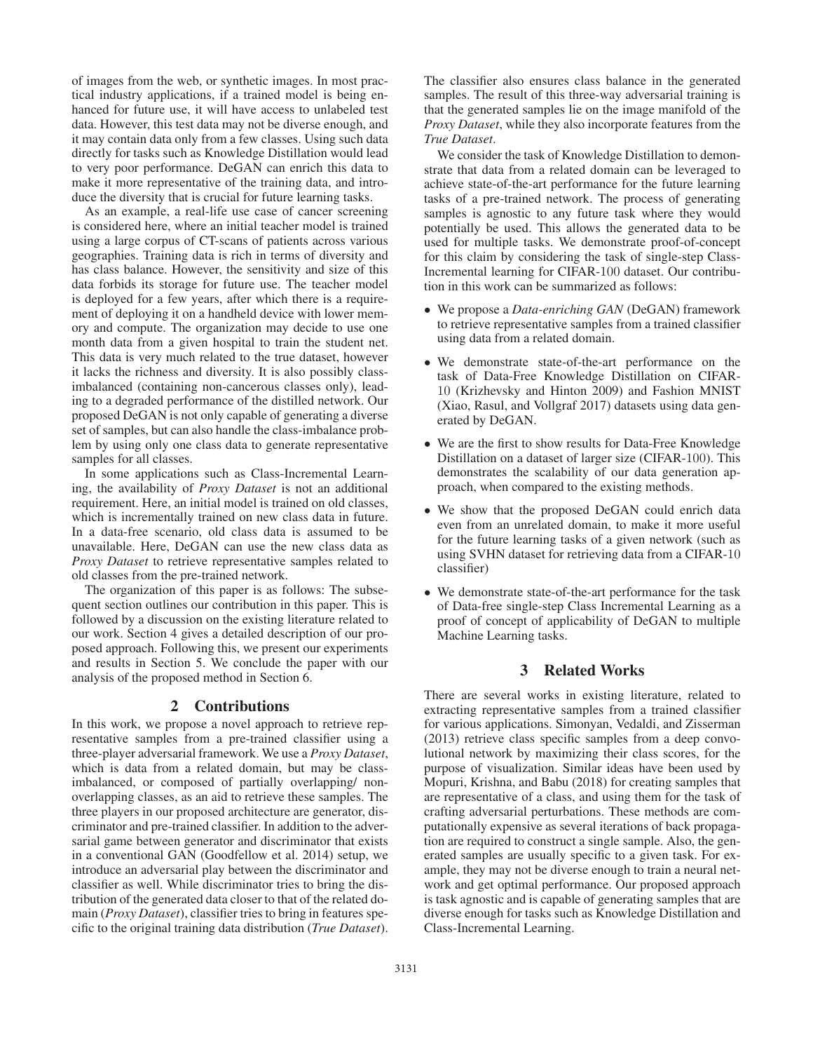of images from the web, or synthetic images. In most practical industry applications, if a trained model is being enhanced for future use, it will have access to unlabeled test data. However, this test data may not be diverse enough, and it may contain data only from a few classes. Using such data directly for tasks such as Knowledge Distillation would lead to very poor performance. DeGAN can enrich this data to make it more representative of the training data, and introduce the diversity that is crucial for future learning tasks.

As an example, a real-life use case of cancer screening is considered here, where an initial teacher model is trained using a large corpus of CT-scans of patients across various geographies. Training data is rich in terms of diversity and has class balance. However, the sensitivity and size of this data forbids its storage for future use. The teacher model is deployed for a few years, after which there is a requirement of deploying it on a handheld device with lower memory and compute. The organization may decide to use one month data from a given hospital to train the student net. This data is very much related to the true dataset, however it lacks the richness and diversity. It is also possibly class-imbalanced (containing non-cancerous classes only), leading to a degraded performance of the distilled network. Our proposed DeGAN is not only capable of generating a diverse set of samples, but can also handle the class-imbalance problem by using only one class data to generate representative samples for all classes.

In some applications such as Class-Incremental Learning, the availability of *Proxy Dataset* is not an additional requirement. Here, an initial model is trained on old classes, which is incrementally trained on new class data in future. In a data-free scenario, old class data is assumed to be unavailable. Here, DeGAN can use the new class data as *Proxy Dataset* to retrieve representative samples related to old classes from the pre-trained network.

The organization of this paper is as follows: The subsequent section outlines our contribution in this paper. This is followed by a discussion on the existing literature related to our work. Section 4 gives a detailed description of our proposed approach. Following this, we present our experiments and results in Section 5. We conclude the paper with our analysis of the proposed method in Section 6.

## 2 Contributions

In this work, we propose a novel approach to retrieve representative samples from a pre-trained classifier using a three-player adversarial framework. We use a *Proxy Dataset*, which is data from a related domain, but may be class-imbalanced, or composed of partially overlapping/ non-overlapping classes, as an aid to retrieve these samples. The three players in our proposed architecture are generator, discriminator and pre-trained classifier. In addition to the adversarial game between generator and discriminator that exists in a conventional GAN (Goodfellow et al. 2014) setup, we introduce an adversarial play between the discriminator and classifier as well. While discriminator tries to bring the distribution of the generated data closer to that of the related domain (*Proxy Dataset*), classifier tries to bring in features specific to the original training data distribution (*True Dataset*). The classifier also ensures class balance in the generated samples. The result of this three-way adversarial training is that the generated samples lie on the image manifold of the *Proxy Dataset*, while they also incorporate features from the *True Dataset*.

We consider the task of Knowledge Distillation to demonstrate that data from a related domain can be leveraged to achieve state-of-the-art performance for the future learning tasks of a pre-trained network. The process of generating samples is agnostic to any future task where they would potentially be used. This allows the generated data to be used for multiple tasks. We demonstrate proof-of-concept for this claim by considering the task of single-step Class-Incremental learning for CIFAR-100 dataset. Our contribution in this work can be summarized as follows:

- We propose a *Data-enriching GAN* (DeGAN) framework to retrieve representative samples from a trained classifier using data from a related domain.
- We demonstrate state-of-the-art performance on the task of Data-Free Knowledge Distillation on CIFAR-10 (Krizhevsky and Hinton 2009) and Fashion MNIST (Xiao, Rasul, and Vollgraf 2017) datasets using data generated by DeGAN.
- We are the first to show results for Data-Free Knowledge Distillation on a dataset of larger size (CIFAR-100). This demonstrates the scalability of our data generation approach, when compared to the existing methods.
- We show that the proposed DeGAN could enrich data even from an unrelated domain, to make it more useful for the future learning tasks of a given network (such as using SVHN dataset for retrieving data from a CIFAR-10 classifier)
- We demonstrate state-of-the-art performance for the task of Data-free single-step Class Incremental Learning as a proof of concept of applicability of DeGAN to multiple Machine Learning tasks.

## 3 Related Works

There are several works in existing literature, related to extracting representative samples from a trained classifier for various applications. Simonyan, Vedaldi, and Zisserman (2013) retrieve class specific samples from a deep convolutional network by maximizing their class scores, for the purpose of visualization. Similar ideas have been used by Mopuri, Krishna, and Babu (2018) for creating samples that are representative of a class, and using them for the task of crafting adversarial perturbations. These methods are computationally expensive as several iterations of back propagation are required to construct a single sample. Also, the generated samples are usually specific to a given task. For example, they may not be diverse enough to train a neural network and get optimal performance. Our proposed approach is task agnostic and is capable of generating samples that are diverse enough for tasks such as Knowledge Distillation and Class-Incremental Learning.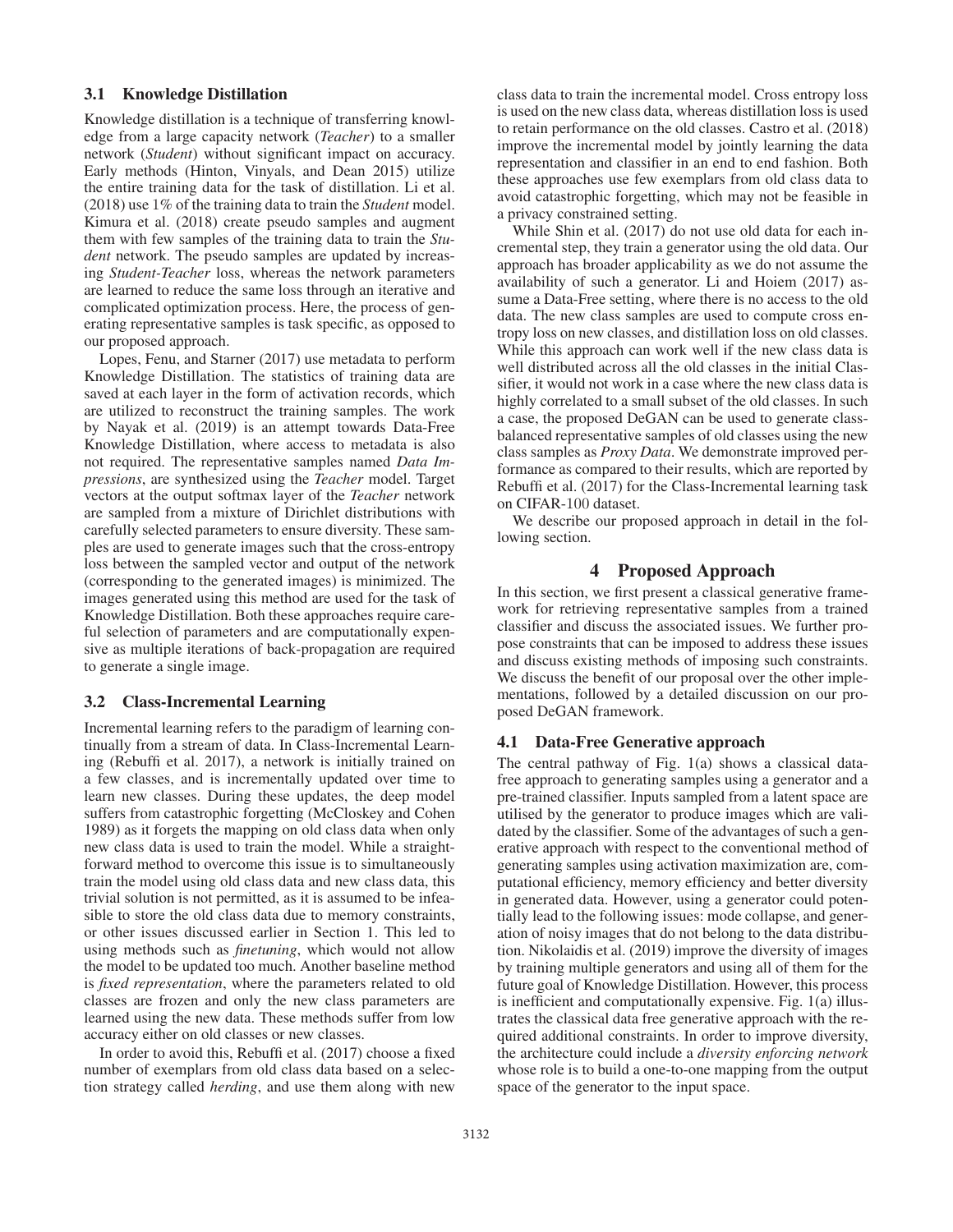### 3.1 Knowledge Distillation

Knowledge distillation is a technique of transferring knowledge from a large capacity network (*Teacher*) to a smaller network (*Student*) without significant impact on accuracy. Early methods (Hinton, Vinyals, and Dean 2015) utilize the entire training data for the task of distillation. Li et al. (2018) use 1% of the training data to train the *Student* model. Kimura et al. (2018) create pseudo samples and augment them with few samples of the training data to train the *Student* network. The pseudo samples are updated by increasing *Student-Teacher* loss, whereas the network parameters are learned to reduce the same loss through an iterative and complicated optimization process. Here, the process of generating representative samples is task specific, as opposed to our proposed approach.

Lopes, Fenu, and Starner (2017) use metadata to perform Knowledge Distillation. The statistics of training data are saved at each layer in the form of activation records, which are utilized to reconstruct the training samples. The work by Nayak et al. (2019) is an attempt towards Data-Free Knowledge Distillation, where access to metadata is also not required. The representative samples named *Data Impressions*, are synthesized using the *Teacher* model. Target vectors at the output softmax layer of the *Teacher* network are sampled from a mixture of Dirichlet distributions with carefully selected parameters to ensure diversity. These samples are used to generate images such that the cross-entropy loss between the sampled vector and output of the network (corresponding to the generated images) is minimized. The images generated using this method are used for the task of Knowledge Distillation. Both these approaches require careful selection of parameters and are computationally expensive as multiple iterations of back-propagation are required to generate a single image.

### 3.2 Class-Incremental Learning

Incremental learning refers to the paradigm of learning continually from a stream of data. In Class-Incremental Learning (Rebuffi et al. 2017), a network is initially trained on a few classes, and is incrementally updated over time to learn new classes. During these updates, the deep model suffers from catastrophic forgetting (McCloskey and Cohen 1989) as it forgets the mapping on old class data when only new class data is used to train the model. While a straightforward method to overcome this issue is to simultaneously train the model using old class data and new class data, this trivial solution is not permitted, as it is assumed to be infeasible to store the old class data due to memory constraints, or other issues discussed earlier in Section 1. This led to using methods such as *finetuning*, which would not allow the model to be updated too much. Another baseline method is *fixed representation*, where the parameters related to old classes are frozen and only the new class parameters are learned using the new data. These methods suffer from low accuracy either on old classes or new classes.

In order to avoid this, Rebuffi et al. (2017) choose a fixed number of exemplars from old class data based on a selection strategy called *herding*, and use them along with new class data to train the incremental model. Cross entropy loss is used on the new class data, whereas distillation loss is used to retain performance on the old classes. Castro et al. (2018) improve the incremental model by jointly learning the data representation and classifier in an end to end fashion. Both these approaches use few exemplars from old class data to avoid catastrophic forgetting, which may not be feasible in a privacy constrained setting.

While Shin et al. (2017) do not use old data for each incremental step, they train a generator using the old data. Our approach has broader applicability as we do not assume the availability of such a generator. Li and Hoiem (2017) assume a Data-Free setting, where there is no access to the old data. The new class samples are used to compute cross entropy loss on new classes, and distillation loss on old classes. While this approach can work well if the new class data is well distributed across all the old classes in the initial Classifier, it would not work in a case where the new class data is highly correlated to a small subset of the old classes. In such a case, the proposed DeGAN can be used to generate class-balanced representative samples of old classes using the new class samples as *Proxy Data*. We demonstrate improved performance as compared to their results, which are reported by Rebuffi et al. (2017) for the Class-Incremental learning task on CIFAR-100 dataset.

We describe our proposed approach in detail in the following section.

## 4 Proposed Approach

In this section, we first present a classical generative framework for retrieving representative samples from a trained classifier and discuss the associated issues. We further propose constraints that can be imposed to address these issues and discuss existing methods of imposing such constraints. We discuss the benefit of our proposal over the other implementations, followed by a detailed discussion on our proposed DeGAN framework.

### 4.1 Data-Free Generative approach

The central pathway of Fig. 1(a) shows a classical data-free approach to generating samples using a generator and a pre-trained classifier. Inputs sampled from a latent space are utilised by the generator to produce images which are validated by the classifier. Some of the advantages of such a generative approach with respect to the conventional method of generating samples using activation maximization are, computational efficiency, memory efficiency and better diversity in generated data. However, using a generator could potentially lead to the following issues: mode collapse, and generation of noisy images that do not belong to the data distribution. Nikolaidis et al. (2019) improve the diversity of images by training multiple generators and using all of them for the future goal of Knowledge Distillation. However, this process is inefficient and computationally expensive. Fig. 1(a) illustrates the classical data free generative approach with the required additional constraints. In order to improve diversity, the architecture could include a *diversity enforcing network* whose role is to build a one-to-one mapping from the output space of the generator to the input space.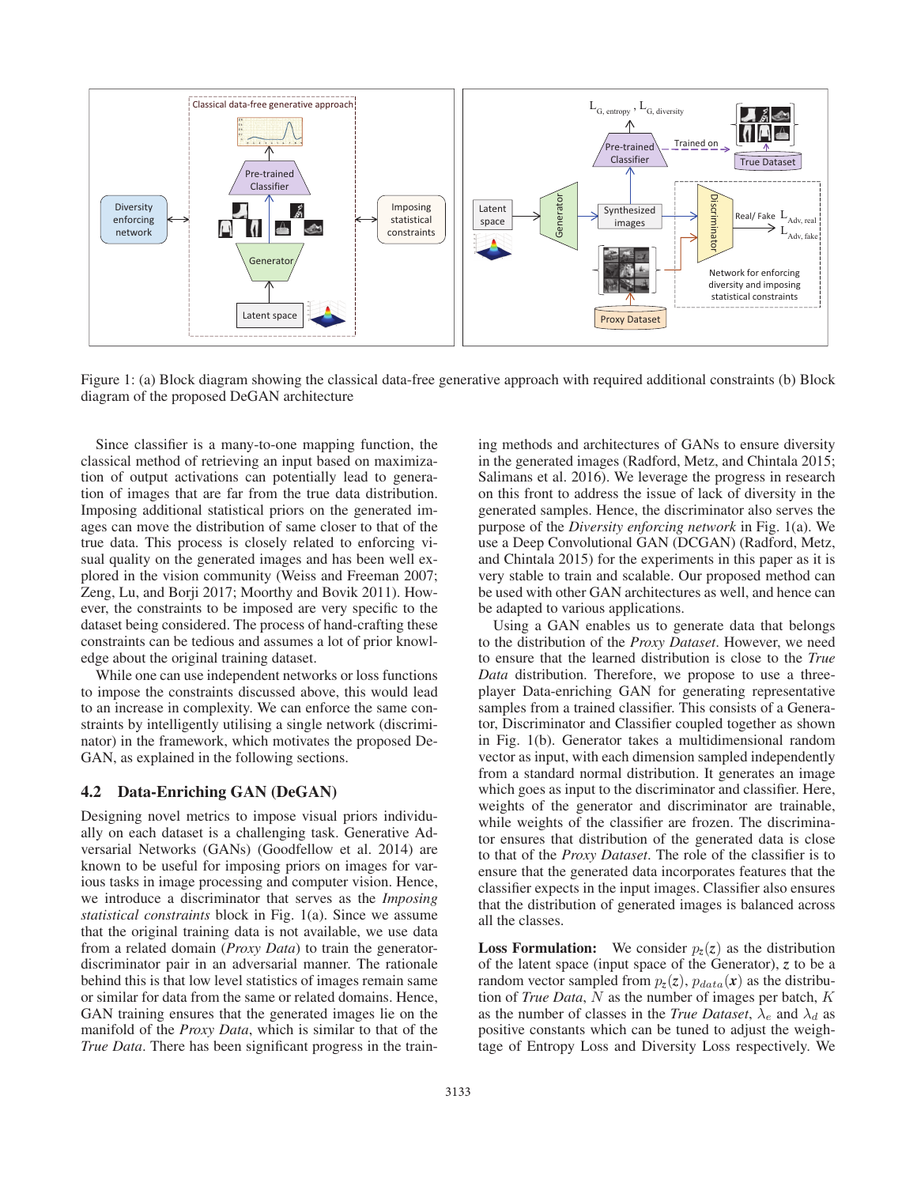Figure 1: (a) Block diagram showing the classical data-free generative approach with required additional constraints (b) Block diagram of the proposed DeGAN architecture

Since classifier is a many-to-one mapping function, the classical method of retrieving an input based on maximization of output activations can potentially lead to generation of images that are far from the true data distribution. Imposing additional statistical priors on the generated images can move the distribution of same closer to that of the true data. This process is closely related to enforcing visual quality on the generated images and has been well explored in the vision community (Weiss and Freeman 2007; Zeng, Lu, and Borji 2017; Moorthy and Bovik 2011). However, the constraints to be imposed are very specific to the dataset being considered. The process of hand-crafting these constraints can be tedious and assumes a lot of prior knowledge about the original training dataset.

While one can use independent networks or loss functions to impose the constraints discussed above, this would lead to an increase in complexity. We can enforce the same constraints by intelligently utilising a single network (discriminator) in the framework, which motivates the proposed DeGAN, as explained in the following sections.

## 4.2 Data-Enriching GAN (DeGAN)

Designing novel metrics to impose visual priors individually on each dataset is a challenging task. Generative Adversarial Networks (GANs) (Goodfellow et al. 2014) are known to be useful for imposing priors on images for various tasks in image processing and computer vision. Hence, we introduce a discriminator that serves as the *Imposing statistical constraints* block in Fig. 1(a). Since we assume that the original training data is not available, we use data from a related domain (*Proxy Data*) to train the generator-discriminator pair in an adversarial manner. The rationale behind this is that low level statistics of images remain same or similar for data from the same or related domains. Hence, GAN training ensures that the generated images lie on the manifold of the *Proxy Data*, which is similar to that of the *True Data*. There has been significant progress in the training methods and architectures of GANs to ensure diversity in the generated images (Radford, Metz, and Chintala 2015; Salimans et al. 2016). We leverage the progress in research on this front to address the issue of lack of diversity in the generated samples. Hence, the discriminator also serves the purpose of the *Diversity enforcing network* in Fig. 1(a). We use a Deep Convolutional GAN (DCGAN) (Radford, Metz, and Chintala 2015) for the experiments in this paper as it is very stable to train and scalable. Our proposed method can be used with other GAN architectures as well, and hence can be adapted to various applications.

Using a GAN enables us to generate data that belongs to the distribution of the *Proxy Dataset*. However, we need to ensure that the learned distribution is close to the *True Data* distribution. Therefore, we propose to use a three-player Data-enriching GAN for generating representative samples from a trained classifier. This consists of a Generator, Discriminator and Classifier coupled together as shown in Fig. 1(b). Generator takes a multidimensional random vector as input, with each dimension sampled independently from a standard normal distribution. It generates an image which goes as input to the discriminator and classifier. Here, weights of the generator and discriminator are trainable, while weights of the classifier are frozen. The discriminator ensures that distribution of the generated data is close to that of the *Proxy Dataset*. The role of the classifier is to ensure that the generated data incorporates features that the classifier expects in the input images. Classifier also ensures that the distribution of generated images is balanced across all the classes.

**Loss Formulation:** We consider $p_z(\boldsymbol{z})$ as the distribution of the latent space (input space of the Generator), $\boldsymbol{z}$ to be a random vector sampled from $p_z(\boldsymbol{z})$, $p_{data}(\boldsymbol{x})$ as the distribution of *True Data*, $N$ as the number of images per batch, $K$ as the number of classes in the *True Dataset*, $\lambda_e$ and $\lambda_d$ as positive constants which can be tuned to adjust the weightage of Entropy Loss and Diversity Loss respectively. We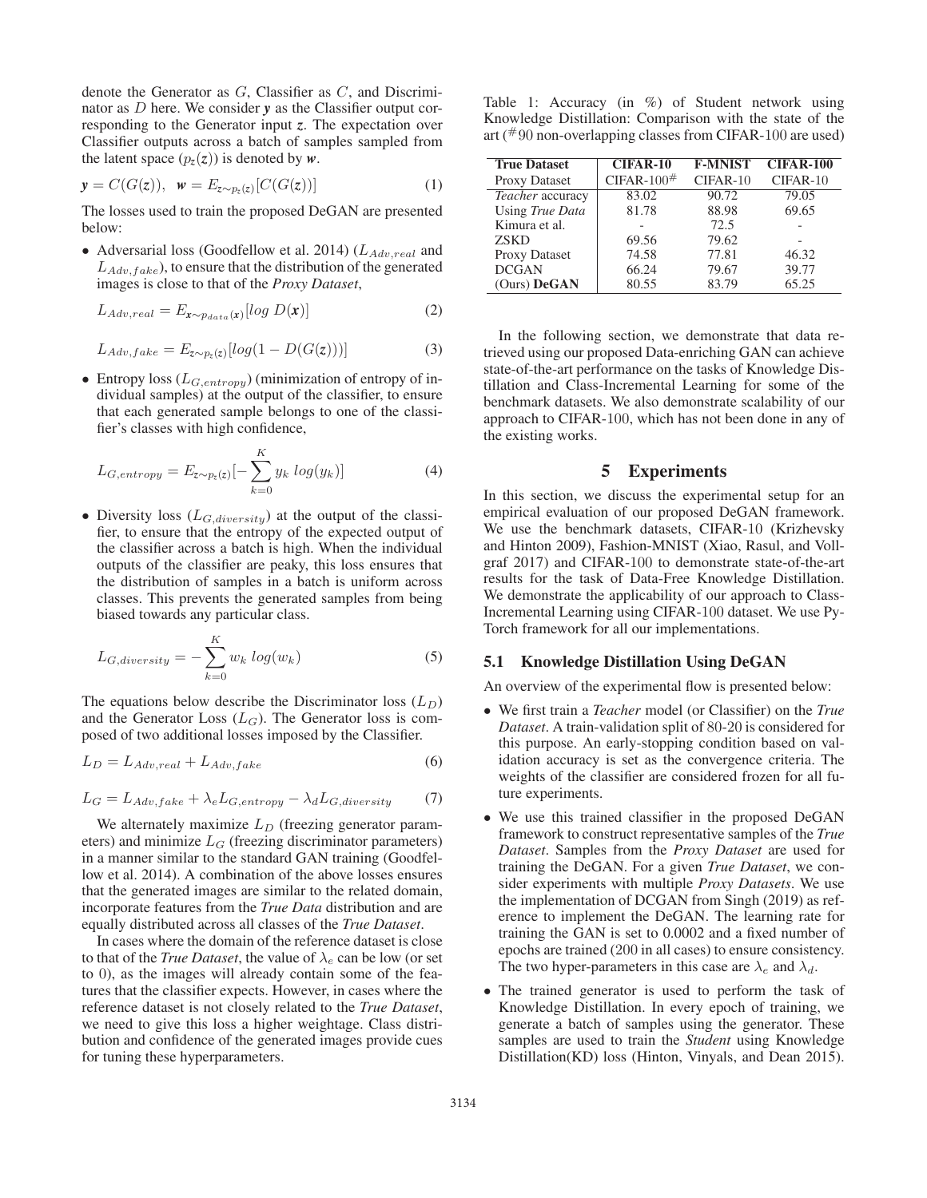denote the Generator as $G$, Classifier as $C$, and Discriminator as $D$ here. We consider $\boldsymbol{y}$ as the Classifier output corresponding to the Generator input $\boldsymbol{z}$. The expectation over Classifier outputs across a batch of samples sampled from the latent space ($p_z(\boldsymbol{z})$) is denoted by $\boldsymbol{w}$.

$$\boldsymbol{y} = C(G(\boldsymbol{z})), \quad \boldsymbol{w} = E_{\boldsymbol{z}\sim p_z(\boldsymbol{z})}[C(G(\boldsymbol{z}))] \tag{1}$$

The losses used to train the proposed DeGAN are presented below:

- Adversarial loss (Goodfellow et al. 2014) ($L_{Adv,real}$ and $L_{Adv,fake}$), to ensure that the distribution of the generated images is close to that of the *Proxy Dataset*,

$$L_{Adv,real} = E_{\boldsymbol{x}\sim p_{data}(\boldsymbol{x})}[log\ D(\boldsymbol{x})] \tag{2}$$

$$L_{Adv,fake} = E_{\boldsymbol{z}\sim p_z(\boldsymbol{z})}[log(1 - D(G(\boldsymbol{z})))] \tag{3}$$

- Entropy loss ($L_{G,entropy}$) (minimization of entropy of individual samples) at the output of the classifier, to ensure that each generated sample belongs to one of the classifier's classes with high confidence,

$$L_{G,entropy} = E_{\boldsymbol{z}\sim p_z(\boldsymbol{z})}[-\sum_{k=0}^{K} y_k\ log(y_k)] \tag{4}$$

- Diversity loss ($L_{G,diversity}$) at the output of the classifier, to ensure that the entropy of the expected output of the classifier across a batch is high. When the individual outputs of the classifier are peaky, this loss ensures that the distribution of samples in a batch is uniform across classes. This prevents the generated samples from being biased towards any particular class.

$$L_{G,diversity} = -\sum_{k=0}^{K} w_k\ log(w_k) \tag{5}$$

The equations below describe the Discriminator loss ($L_D$) and the Generator Loss ($L_G$). The Generator loss is composed of two additional losses imposed by the Classifier.

$$L_D = L_{Adv,real} + L_{Adv,fake} \tag{6}$$

$$L_G = L_{Adv,fake} + \lambda_e L_{G,entropy} - \lambda_d L_{G,diversity} \tag{7}$$

We alternately maximize $L_D$ (freezing generator parameters) and minimize $L_G$ (freezing discriminator parameters) in a manner similar to the standard GAN training (Goodfellow et al. 2014). A combination of the above losses ensures that the generated images are similar to the related domain, incorporate features from the *True Data* distribution and are equally distributed across all classes of the *True Dataset*.

In cases where the domain of the reference dataset is close to that of the *True Dataset*, the value of $\lambda_e$ can be low (or set to 0), as the images will already contain some of the features that the classifier expects. However, in cases where the reference dataset is not closely related to the *True Dataset*, we need to give this loss a higher weightage. Class distribution and confidence of the generated images provide cues for tuning these hyperparameters.

Table 1: Accuracy (in %) of Student network using Knowledge Distillation: Comparison with the state of the art (# 90 non-overlapping classes from CIFAR-100 are used)

| **True Dataset** | **CIFAR-10** | **F-MNIST** | **CIFAR-100** |
|---|---|---|---|
| Proxy Dataset | CIFAR-100# | CIFAR-10 | CIFAR-10 |
| *Teacher* accuracy | 83.02 | 90.72 | 79.05 |
| Using *True Data* | 81.78 | 88.98 | 69.65 |
| Kimura et al. | - | 72.5 | - |
| ZSKD | 69.56 | 79.62 | - |
| Proxy Dataset | 74.58 | 77.81 | 46.32 |
| DCGAN | 66.24 | 79.67 | 39.77 |
| (Ours) **DeGAN** | 80.55 | 83.79 | 65.25 |

In the following section, we demonstrate that data retrieved using our proposed Data-enriching GAN can achieve state-of-the-art performance on the tasks of Knowledge Distillation and Class-Incremental Learning for some of the benchmark datasets. We also demonstrate scalability of our approach to CIFAR-100, which has not been done in any of the existing works.

# 5 Experiments

In this section, we discuss the experimental setup for an empirical evaluation of our proposed DeGAN framework. We use the benchmark datasets, CIFAR-10 (Krizhevsky and Hinton 2009), Fashion-MNIST (Xiao, Rasul, and Vollgraf 2017) and CIFAR-100 to demonstrate state-of-the-art results for the task of Data-Free Knowledge Distillation. We demonstrate the applicability of our approach to Class-Incremental Learning using CIFAR-100 dataset. We use PyTorch framework for all our implementations.

## 5.1 Knowledge Distillation Using DeGAN

An overview of the experimental flow is presented below:

- We first train a *Teacher* model (or Classifier) on the *True Dataset*. A train-validation split of 80-20 is considered for this purpose. An early-stopping condition based on validation accuracy is set as the convergence criteria. The weights of the classifier are considered frozen for all future experiments.
- We use this trained classifier in the proposed DeGAN framework to construct representative samples of the *True Dataset*. Samples from the *Proxy Dataset* are used for training the DeGAN. For a given *True Dataset*, we consider experiments with multiple *Proxy Datasets*. We use the implementation of DCGAN from Singh (2019) as reference to implement the DeGAN. The learning rate for training the GAN is set to 0.0002 and a fixed number of epochs are trained (200 in all cases) to ensure consistency. The two hyper-parameters in this case are $\lambda_e$ and $\lambda_d$.
- The trained generator is used to perform the task of Knowledge Distillation. In every epoch of training, we generate a batch of samples using the generator. These samples are used to train the *Student* using Knowledge Distillation(KD) loss (Hinton, Vinyals, and Dean 2015).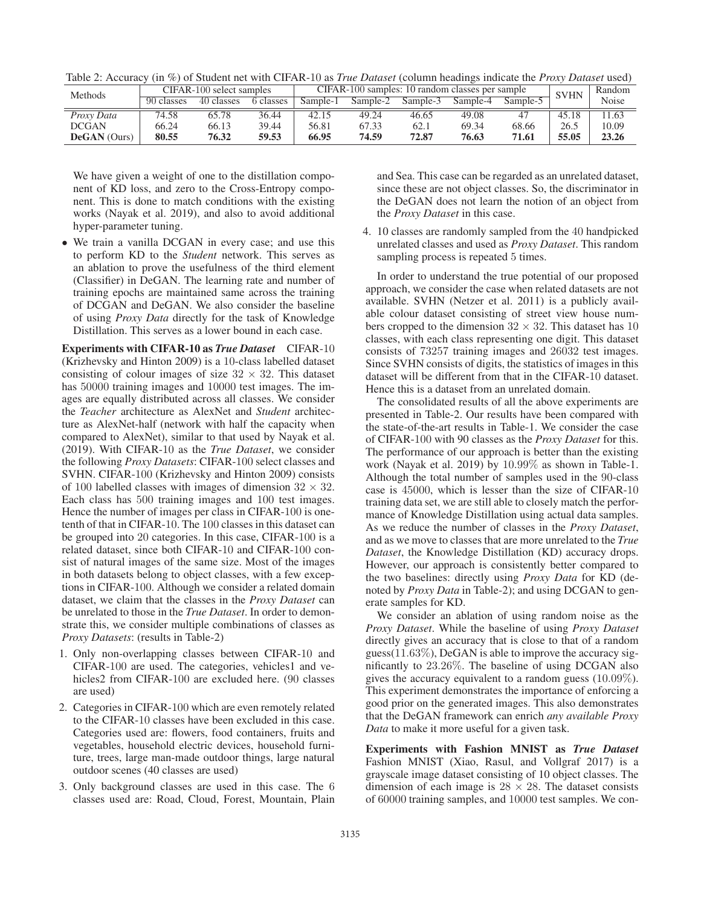Table 2: Accuracy (in %) of Student net with CIFAR-10 as *True Dataset* (column headings indicate the *Proxy Dataset* used)

| Methods | CIFAR-100 select samples | | | CIFAR-100 samples: 10 random classes per sample | | | | | SVHN | Random |
|---|---|---|---|---|---|---|---|---|---|---|
| | 90 classes | 40 classes | 6 classes | Sample-1 | Sample-2 | Sample-3 | Sample-4 | Sample-5 | | Noise |
| *Proxy Data* | 74.58 | 65.78 | 36.44 | 42.15 | 49.24 | 46.65 | 49.08 | 47 | 45.18 | 11.63 |
| DCGAN | 66.24 | 66.13 | 39.44 | 56.81 | 67.33 | 62.1 | 69.34 | 68.66 | 26.5 | 10.09 |
| **DeGAN** (Ours) | **80.55** | **76.32** | **59.53** | **66.95** | **74.59** | **72.87** | **76.63** | **71.61** | **55.05** | **23.26** |

We have given a weight of one to the distillation component of KD loss, and zero to the Cross-Entropy component. This is done to match conditions with the existing works (Nayak et al. 2019), and also to avoid additional hyper-parameter tuning.

- We train a vanilla DCGAN in every case; and use this to perform KD to the *Student* network. This serves as an ablation to prove the usefulness of the third element (Classifier) in DeGAN. The learning rate and number of training epochs are maintained same across the training of DCGAN and DeGAN. We also consider the baseline of using *Proxy Data* directly for the task of Knowledge Distillation. This serves as a lower bound in each case.

**Experiments with CIFAR-10 as *True Dataset*** CIFAR-10 (Krizhevsky and Hinton 2009) is a 10-class labelled dataset consisting of colour images of size $32 \times 32$. This dataset has 50000 training images and 10000 test images. The images are equally distributed across all classes. We consider the *Teacher* architecture as AlexNet and *Student* architecture as AlexNet-half (network with half the capacity when compared to AlexNet), similar to that used by Nayak et al. (2019). With CIFAR-10 as the *True Dataset*, we consider the following *Proxy Datasets*: CIFAR-100 select classes and SVHN. CIFAR-100 (Krizhevsky and Hinton 2009) consists of 100 labelled classes with images of dimension $32 \times 32$. Each class has 500 training images and 100 test images. Hence the number of images per class in CIFAR-100 is one-tenth of that in CIFAR-10. The 100 classes in this dataset can be grouped into 20 categories. In this case, CIFAR-100 is a related dataset, since both CIFAR-10 and CIFAR-100 consist of natural images of the same size. Most of the images in both datasets belong to object classes, with a few exceptions in CIFAR-100. Although we consider a related domain dataset, we claim that the classes in the *Proxy Dataset* can be unrelated to those in the *True Dataset*. In order to demonstrate this, we consider multiple combinations of classes as *Proxy Datasets*: (results in Table-2)

1. Only non-overlapping classes between CIFAR-10 and CIFAR-100 are used. The categories, vehicles1 and vehicles2 from CIFAR-100 are excluded here. (90 classes are used)
2. Categories in CIFAR-100 which are even remotely related to the CIFAR-10 classes have been excluded in this case. Categories used are: flowers, food containers, fruits and vegetables, household electric devices, household furniture, trees, large man-made outdoor things, large natural outdoor scenes (40 classes are used)
3. Only background classes are used in this case. The 6 classes used are: Road, Cloud, Forest, Mountain, Plain and Sea. This case can be regarded as an unrelated dataset, since these are not object classes. So, the discriminator in the DeGAN does not learn the notion of an object from the *Proxy Dataset* in this case.
4. 10 classes are randomly sampled from the 40 handpicked unrelated classes and used as *Proxy Dataset*. This random sampling process is repeated 5 times.

In order to understand the true potential of our proposed approach, we consider the case when related datasets are not available. SVHN (Netzer et al. 2011) is a publicly available colour dataset consisting of street view house numbers cropped to the dimension $32 \times 32$. This dataset has 10 classes, with each class representing one digit. This dataset consists of 73257 training images and 26032 test images. Since SVHN consists of digits, the statistics of images in this dataset will be different from that in the CIFAR-10 dataset. Hence this is a dataset from an unrelated domain.

The consolidated results of all the above experiments are presented in Table-2. Our results have been compared with the state-of-the-art results in Table-1. We consider the case of CIFAR-100 with 90 classes as the *Proxy Dataset* for this. The performance of our approach is better than the existing work (Nayak et al. 2019) by 10.99% as shown in Table-1. Although the total number of samples used in the 90-class case is 45000, which is lesser than the size of CIFAR-10 training data set, we are still able to closely match the performance of Knowledge Distillation using actual data samples. As we reduce the number of classes in the *Proxy Dataset*, and as we move to classes that are more unrelated to the *True Dataset*, the Knowledge Distillation (KD) accuracy drops. However, our approach is consistently better compared to the two baselines: directly using *Proxy Data* for KD (denoted by *Proxy Data* in Table-2); and using DCGAN to generate samples for KD.

We consider an ablation of using random noise as the *Proxy Dataset*. While the baseline of using *Proxy Dataset* directly gives an accuracy that is close to that of a random guess(11.63%), DeGAN is able to improve the accuracy significantly to 23.26%. The baseline of using DCGAN also gives the accuracy equivalent to a random guess (10.09%). This experiment demonstrates the importance of enforcing a good prior on the generated images. This also demonstrates that the DeGAN framework can enrich *any available Proxy Data* to make it more useful for a given task.

**Experiments with Fashion MNIST as *True Dataset*** Fashion MNIST (Xiao, Rasul, and Vollgraf 2017) is a grayscale image dataset consisting of 10 object classes. The dimension of each image is $28 \times 28$. The dataset consists of 60000 training samples, and 10000 test samples. We con-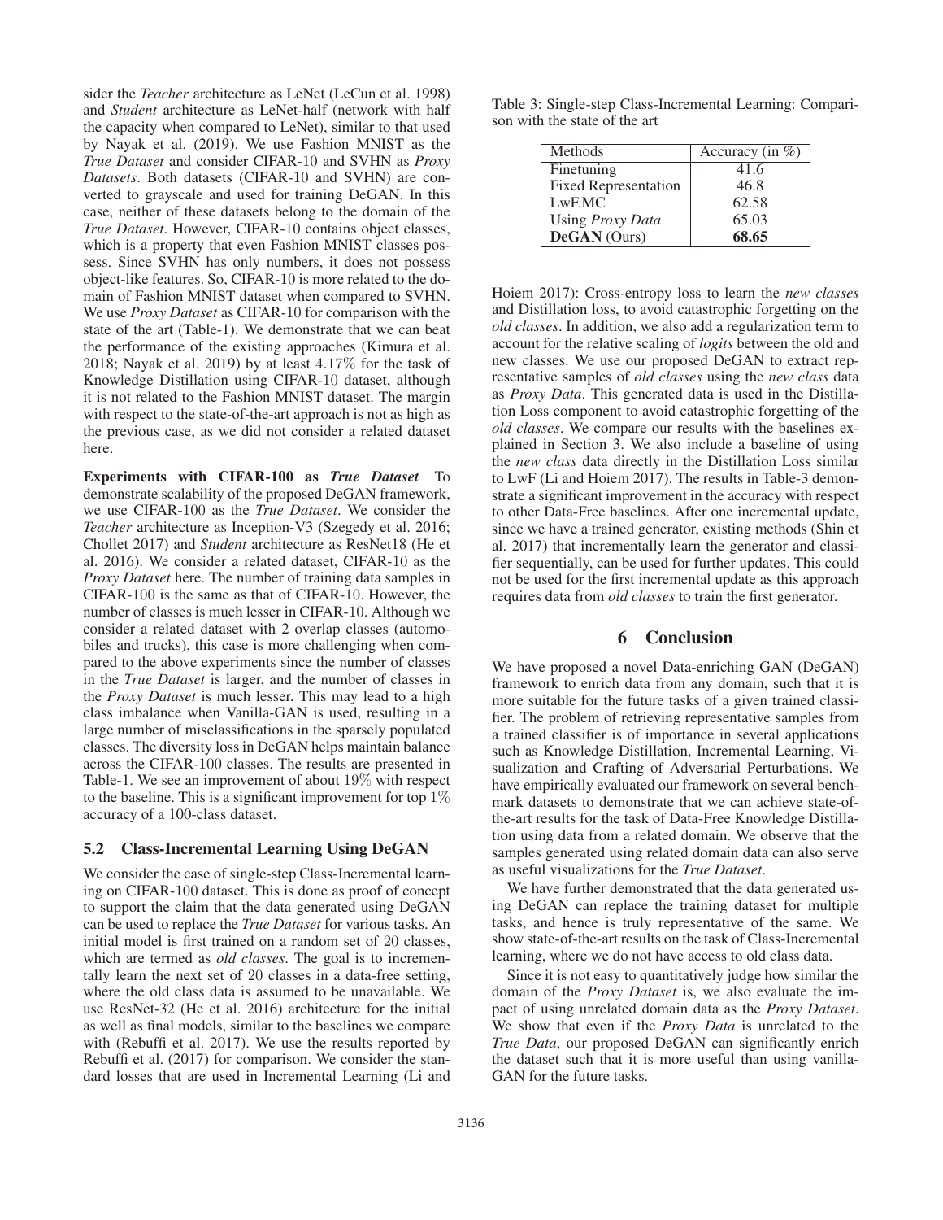sider the *Teacher* architecture as LeNet (LeCun et al. 1998) and *Student* architecture as LeNet-half (network with half the capacity when compared to LeNet), similar to that used by Nayak et al. (2019). We use Fashion MNIST as the *True Dataset* and consider CIFAR-10 and SVHN as *Proxy Datasets*. Both datasets (CIFAR-10 and SVHN) are converted to grayscale and used for training DeGAN. In this case, neither of these datasets belong to the domain of the *True Dataset*. However, CIFAR-10 contains object classes, which is a property that even Fashion MNIST classes possess. Since SVHN has only numbers, it does not possess object-like features. So, CIFAR-10 is more related to the domain of Fashion MNIST dataset when compared to SVHN. We use *Proxy Dataset* as CIFAR-10 for comparison with the state of the art (Table-1). We demonstrate that we can beat the performance of the existing approaches (Kimura et al. 2018; Nayak et al. 2019) by at least $4.17\%$ for the task of Knowledge Distillation using CIFAR-10 dataset, although it is not related to the Fashion MNIST dataset. The margin with respect to the state-of-the-art approach is not as high as the previous case, as we did not consider a related dataset here.

**Experiments with CIFAR-100 as *True Dataset*** To demonstrate scalability of the proposed DeGAN framework, we use CIFAR-100 as the *True Dataset*. We consider the *Teacher* architecture as Inception-V3 (Szegedy et al. 2016; Chollet 2017) and *Student* architecture as ResNet18 (He et al. 2016). We consider a related dataset, CIFAR-10 as the *Proxy Dataset* here. The number of training data samples in CIFAR-100 is the same as that of CIFAR-10. However, the number of classes is much lesser in CIFAR-10. Although we consider a related dataset with 2 overlap classes (automobiles and trucks), this case is more challenging when compared to the above experiments since the number of classes in the *True Dataset* is larger, and the number of classes in the *Proxy Dataset* is much lesser. This may lead to a high class imbalance when Vanilla-GAN is used, resulting in a large number of misclassifications in the sparsely populated classes. The diversity loss in DeGAN helps maintain balance across the CIFAR-100 classes. The results are presented in Table-1. We see an improvement of about $19\%$ with respect to the baseline. This is a significant improvement for top $1\%$ accuracy of a 100-class dataset.

## 5.2 Class-Incremental Learning Using DeGAN

We consider the case of single-step Class-Incremental learning on CIFAR-100 dataset. This is done as proof of concept to support the claim that the data generated using DeGAN can be used to replace the *True Dataset* for various tasks. An initial model is first trained on a random set of 20 classes, which are termed as *old classes*. The goal is to incrementally learn the next set of 20 classes in a data-free setting, where the old class data is assumed to be unavailable. We use ResNet-32 (He et al. 2016) architecture for the initial as well as final models, similar to the baselines we compare with (Rebuffi et al. 2017). We use the results reported by Rebuffi et al. (2017) for comparison. We consider the standard losses that are used in Incremental Learning (Li and Hoiem 2017): Cross-entropy loss to learn the *new classes* and Distillation loss, to avoid catastrophic forgetting on the *old classes*. In addition, we also add a regularization term to account for the relative scaling of *logits* between the old and new classes. We use our proposed DeGAN to extract representative samples of *old classes* using the *new class* data as *Proxy Data*. This generated data is used in the Distillation Loss component to avoid catastrophic forgetting of the *old classes*. We compare our results with the baselines explained in Section 3. We also include a baseline of using the *new class* data directly in the Distillation Loss similar to LwF (Li and Hoiem 2017). The results in Table-3 demonstrate a significant improvement in the accuracy with respect to other Data-Free baselines. After one incremental update, since we have a trained generator, existing methods (Shin et al. 2017) that incrementally learn the generator and classifier sequentially, can be used for further updates. This could not be used for the first incremental update as this approach requires data from *old classes* to train the first generator.

Table 3: Single-step Class-Incremental Learning: Comparison with the state of the art

| Methods | Accuracy (in %) |
|---|---|
| Finetuning | 41.6 |
| Fixed Representation | 46.8 |
| LwF.MC | 62.58 |
| Using *Proxy Data* | 65.03 |
| **DeGAN** (Ours) | **68.65** |

# 6 Conclusion

We have proposed a novel Data-enriching GAN (DeGAN) framework to enrich data from any domain, such that it is more suitable for the future tasks of a given trained classifier. The problem of retrieving representative samples from a trained classifier is of importance in several applications such as Knowledge Distillation, Incremental Learning, Visualization and Crafting of Adversarial Perturbations. We have empirically evaluated our framework on several benchmark datasets to demonstrate that we can achieve state-of-the-art results for the task of Data-Free Knowledge Distillation using data from a related domain. We observe that the samples generated using related domain data can also serve as useful visualizations for the *True Dataset*.

We have further demonstrated that the data generated using DeGAN can replace the training dataset for multiple tasks, and hence is truly representative of the same. We show state-of-the-art results on the task of Class-Incremental learning, where we do not have access to old class data.

Since it is not easy to quantitatively judge how similar the domain of the *Proxy Dataset* is, we also evaluate the impact of using unrelated domain data as the *Proxy Dataset*. We show that even if the *Proxy Data* is unrelated to the *True Data*, our proposed DeGAN can significantly enrich the dataset such that it is more useful than using vanilla-GAN for the future tasks.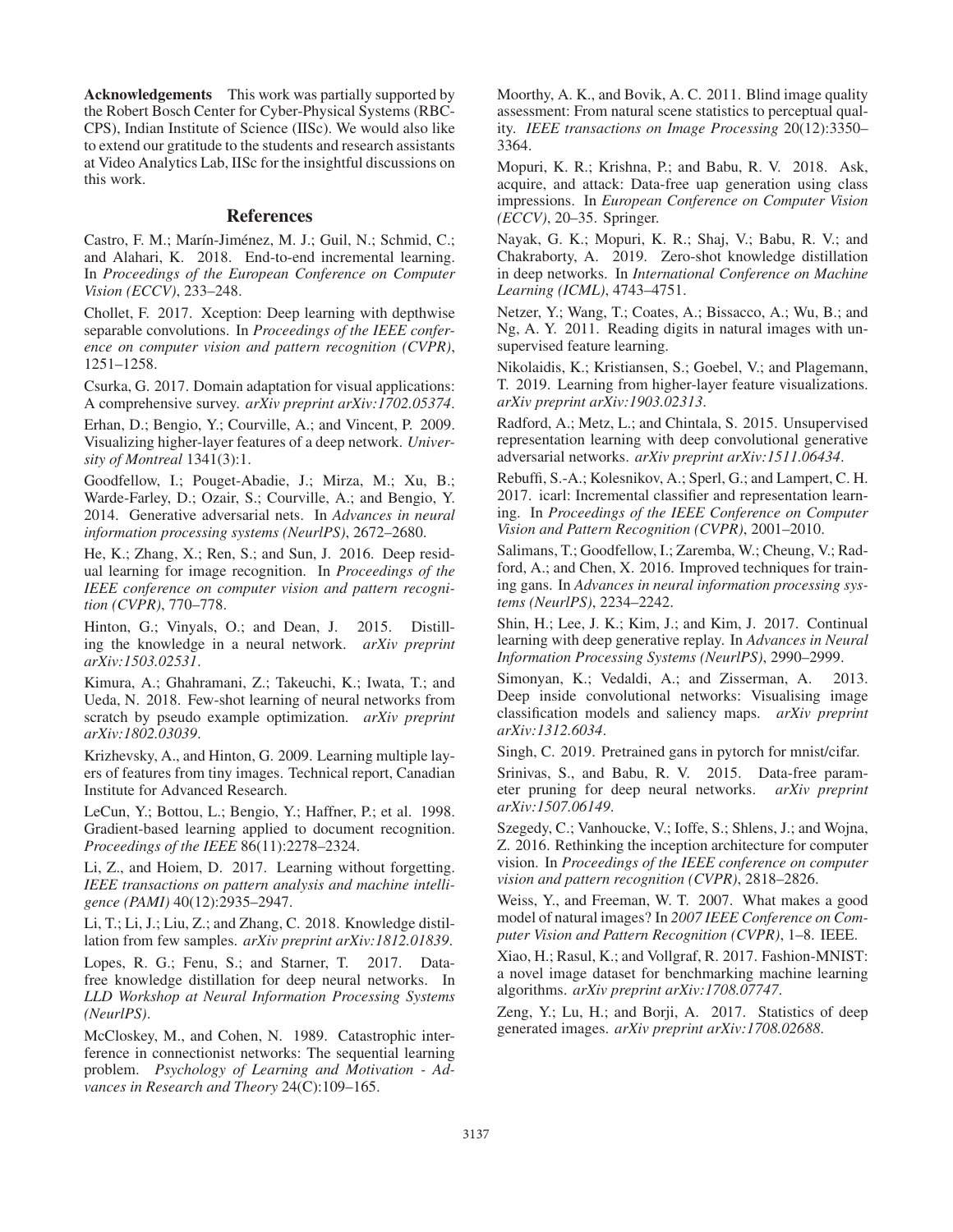**Acknowledgements** This work was partially supported by the Robert Bosch Center for Cyber-Physical Systems (RBC-CPS), Indian Institute of Science (IISc). We would also like to extend our gratitude to the students and research assistants at Video Analytics Lab, IISc for the insightful discussions on this work.

## References

Castro, F. M.; Marín-Jiménez, M. J.; Guil, N.; Schmid, C.; and Alahari, K. 2018. End-to-end incremental learning. In *Proceedings of the European Conference on Computer Vision (ECCV)*, 233–248.

Chollet, F. 2017. Xception: Deep learning with depthwise separable convolutions. In *Proceedings of the IEEE conference on computer vision and pattern recognition (CVPR)*, 1251–1258.

Csurka, G. 2017. Domain adaptation for visual applications: A comprehensive survey. *arXiv preprint arXiv:1702.05374*.

Erhan, D.; Bengio, Y.; Courville, A.; and Vincent, P. 2009. Visualizing higher-layer features of a deep network. *University of Montreal* 1341(3):1.

Goodfellow, I.; Pouget-Abadie, J.; Mirza, M.; Xu, B.; Warde-Farley, D.; Ozair, S.; Courville, A.; and Bengio, Y. 2014. Generative adversarial nets. In *Advances in neural information processing systems (NeurIPS)*, 2672–2680.

He, K.; Zhang, X.; Ren, S.; and Sun, J. 2016. Deep residual learning for image recognition. In *Proceedings of the IEEE conference on computer vision and pattern recognition (CVPR)*, 770–778.

Hinton, G.; Vinyals, O.; and Dean, J. 2015. Distilling the knowledge in a neural network. *arXiv preprint arXiv:1503.02531*.

Kimura, A.; Ghahramani, Z.; Takeuchi, K.; Iwata, T.; and Ueda, N. 2018. Few-shot learning of neural networks from scratch by pseudo example optimization. *arXiv preprint arXiv:1802.03039*.

Krizhevsky, A., and Hinton, G. 2009. Learning multiple layers of features from tiny images. Technical report, Canadian Institute for Advanced Research.

LeCun, Y.; Bottou, L.; Bengio, Y.; Haffner, P.; et al. 1998. Gradient-based learning applied to document recognition. *Proceedings of the IEEE* 86(11):2278–2324.

Li, Z., and Hoiem, D. 2017. Learning without forgetting. *IEEE transactions on pattern analysis and machine intelligence (PAMI)* 40(12):2935–2947.

Li, T.; Li, J.; Liu, Z.; and Zhang, C. 2018. Knowledge distillation from few samples. *arXiv preprint arXiv:1812.01839*.

Lopes, R. G.; Fenu, S.; and Starner, T. 2017. Data-free knowledge distillation for deep neural networks. In *LLD Workshop at Neural Information Processing Systems (NeurIPS)*.

McCloskey, M., and Cohen, N. 1989. Catastrophic interference in connectionist networks: The sequential learning problem. *Psychology of Learning and Motivation - Advances in Research and Theory* 24(C):109–165.

Moorthy, A. K., and Bovik, A. C. 2011. Blind image quality assessment: From natural scene statistics to perceptual quality. *IEEE transactions on Image Processing* 20(12):3350–3364.

Mopuri, K. R.; Krishna, P.; and Babu, R. V. 2018. Ask, acquire, and attack: Data-free uap generation using class impressions. In *European Conference on Computer Vision (ECCV)*, 20–35. Springer.

Nayak, G. K.; Mopuri, K. R.; Shaj, V.; Babu, R. V.; and Chakraborty, A. 2019. Zero-shot knowledge distillation in deep networks. In *International Conference on Machine Learning (ICML)*, 4743–4751.

Netzer, Y.; Wang, T.; Coates, A.; Bissacco, A.; Wu, B.; and Ng, A. Y. 2011. Reading digits in natural images with unsupervised feature learning.

Nikolaidis, K.; Kristiansen, S.; Goebel, V.; and Plagemann, T. 2019. Learning from higher-layer feature visualizations. *arXiv preprint arXiv:1903.02313*.

Radford, A.; Metz, L.; and Chintala, S. 2015. Unsupervised representation learning with deep convolutional generative adversarial networks. *arXiv preprint arXiv:1511.06434*.

Rebuffi, S.-A.; Kolesnikov, A.; Sperl, G.; and Lampert, C. H. 2017. icarl: Incremental classifier and representation learning. In *Proceedings of the IEEE Conference on Computer Vision and Pattern Recognition (CVPR)*, 2001–2010.

Salimans, T.; Goodfellow, I.; Zaremba, W.; Cheung, V.; Radford, A.; and Chen, X. 2016. Improved techniques for training gans. In *Advances in neural information processing systems (NeurIPS)*, 2234–2242.

Shin, H.; Lee, J. K.; Kim, J.; and Kim, J. 2017. Continual learning with deep generative replay. In *Advances in Neural Information Processing Systems (NeurIPS)*, 2990–2999.

Simonyan, K.; Vedaldi, A.; and Zisserman, A. 2013. Deep inside convolutional networks: Visualising image classification models and saliency maps. *arXiv preprint arXiv:1312.6034*.

Singh, C. 2019. Pretrained gans in pytorch for mnist/cifar.

Srinivas, S., and Babu, R. V. 2015. Data-free parameter pruning for deep neural networks. *arXiv preprint arXiv:1507.06149*.

Szegedy, C.; Vanhoucke, V.; Ioffe, S.; Shlens, J.; and Wojna, Z. 2016. Rethinking the inception architecture for computer vision. In *Proceedings of the IEEE conference on computer vision and pattern recognition (CVPR)*, 2818–2826.

Weiss, Y., and Freeman, W. T. 2007. What makes a good model of natural images? In *2007 IEEE Conference on Computer Vision and Pattern Recognition (CVPR)*, 1–8. IEEE.

Xiao, H.; Rasul, K.; and Vollgraf, R. 2017. Fashion-MNIST: a novel image dataset for benchmarking machine learning algorithms. *arXiv preprint arXiv:1708.07747*.

Zeng, Y.; Lu, H.; and Borji, A. 2017. Statistics of deep generated images. *arXiv preprint arXiv:1708.02688*.